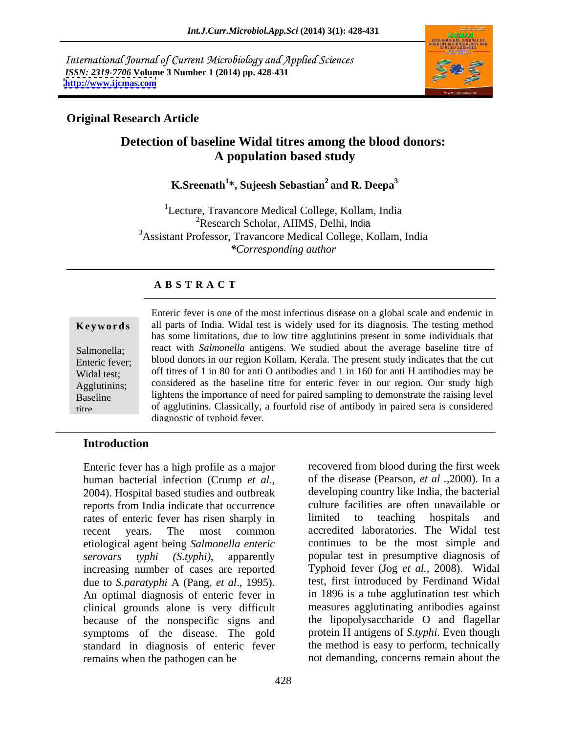International Journal of Current Microbiology and Applied Sciences
*ISSN: 2319-7706* **Volume 3 Number 1 (2014) pp. 428-431**
**http://www.ijcmas.com**

**Original Research Article**

# Detection of baseline Widal titres among the blood donors: A population based study

**K.Sreenath[1]*, Sujeesh Sebastian[2] and R. Deepa[3]**

[1]Lecture, Travancore Medical College, Kollam, India
[2]Research Scholar, AIIMS, Delhi, India
[3]Assistant Professor, Travancore Medical College, Kollam, India
*\*Corresponding author*

## ABSTRACT

**Keywords**

Salmonella; Enteric fever; Widal test; Agglutinins; Baseline titre

Enteric fever is one of the most infectious disease on a global scale and endemic in all parts of India. Widal test is widely used for its diagnosis. The testing method has some limitations, due to low titre agglutinins present in some individuals that react with *Salmonella* antigens. We studied about the average baseline titre of blood donors in our region Kollam, Kerala. The present study indicates that the cut off titres of 1 in 80 for anti O antibodies and 1 in 160 for anti H antibodies may be considered as the baseline titre for enteric fever in our region. Our study high lightens the importance of need for paired sampling to demonstrate the raising level of agglutinins. Classically, a fourfold rise of antibody in paired sera is considered diagnostic of typhoid fever.

## Introduction

Enteric fever has a high profile as a major human bacterial infection (Crump *et al*., 2004). Hospital based studies and outbreak reports from India indicate that occurrence rates of enteric fever has risen sharply in recent years. The most common etiological agent being *Salmonella enteric serovars typhi (S.typhi)*, apparently increasing number of cases are reported due to *S.paratyphi* A (Pang, *et al*., 1995). An optimal diagnosis of enteric fever in clinical grounds alone is very difficult because of the nonspecific signs and symptoms of the disease. The gold standard in diagnosis of enteric fever remains when the pathogen can be recovered from blood during the first week of the disease (Pearson, *et al* .,2000). In a developing country like India, the bacterial culture facilities are often unavailable or limited to teaching hospitals and accredited laboratories. The Widal test continues to be the most simple and popular test in presumptive diagnosis of Typhoid fever (Jog *et al.*, 2008). Widal test, first introduced by Ferdinand Widal in 1896 is a tube agglutination test which measures agglutinating antibodies against the lipopolysaccharide O and flagellar protein H antigens of *S.typhi*. Even though the method is easy to perform, technically not demanding, concerns remain about the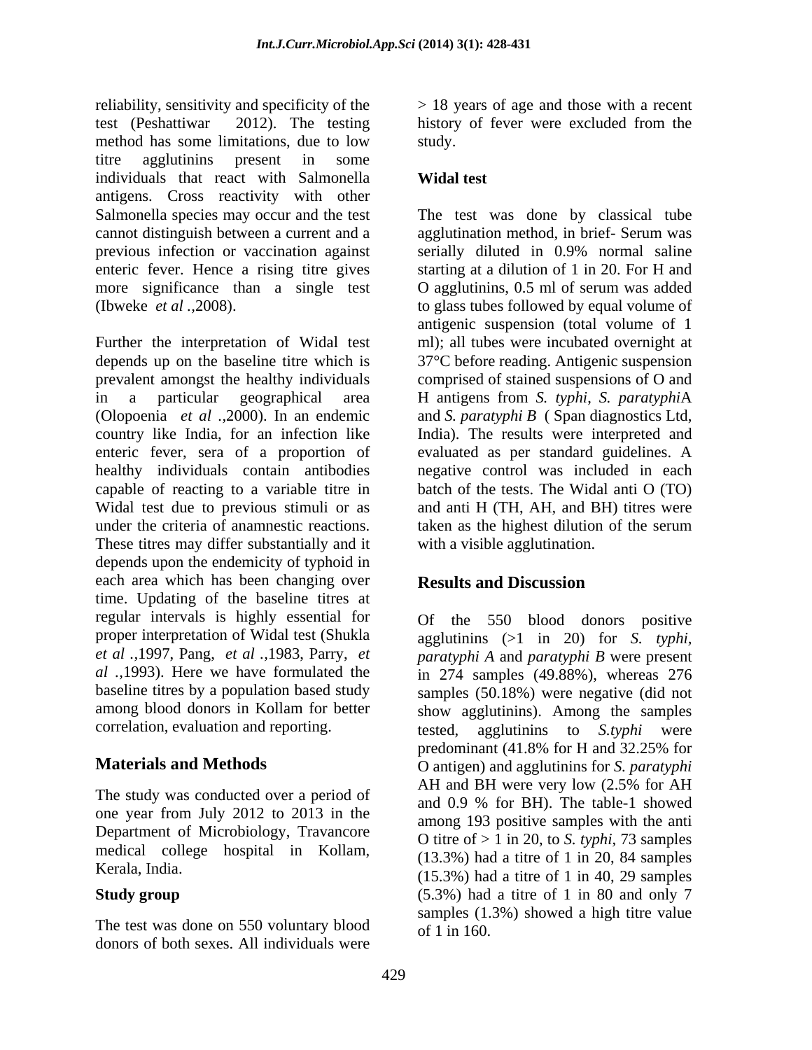reliability, sensitivity and specificity of the test (Peshattiwar 2012). The testing method has some limitations, due to low titre agglutinins present in some individuals that react with Salmonella antigens. Cross reactivity with other Salmonella species may occur and the test cannot distinguish between a current and a previous infection or vaccination against enteric fever. Hence a rising titre gives more significance than a single test (Ibweke *et al* .,2008).

Further the interpretation of Widal test depends up on the baseline titre which is prevalent amongst the healthy individuals in a particular geographical area (Olopoenia *et al* .,2000). In an endemic country like India, for an infection like enteric fever, sera of a proportion of healthy individuals contain antibodies capable of reacting to a variable titre in Widal test due to previous stimuli or as under the criteria of anamnestic reactions. These titres may differ substantially and it depends upon the endemicity of typhoid in each area which has been changing over time. Updating of the baseline titres at regular intervals is highly essential for proper interpretation of Widal test (Shukla *et al* .,1997, Pang, *et al* .,1983, Parry, *et al* .,1993). Here we have formulated the baseline titres by a population based study among blood donors in Kollam for better correlation, evaluation and reporting.

## Materials and Methods

The study was conducted over a period of one year from July 2012 to 2013 in the Department of Microbiology, Travancore medical college hospital in Kollam, Kerala, India.

### Study group

The test was done on 550 voluntary blood donors of both sexes. All individuals were > 18 years of age and those with a recent history of fever were excluded from the study.

### Widal test

The test was done by classical tube agglutination method, in brief- Serum was serially diluted in 0.9% normal saline starting at a dilution of 1 in 20. For H and O agglutinins, 0.5 ml of serum was added to glass tubes followed by equal volume of antigenic suspension (total volume of 1 ml); all tubes were incubated overnight at 37°C before reading. Antigenic suspension comprised of stained suspensions of O and H antigens from *S. typhi*, *S. paratyphi*A and *S. paratyphi B* ( Span diagnostics Ltd, India). The results were interpreted and evaluated as per standard guidelines. A negative control was included in each batch of the tests. The Widal anti O (TO) and anti H (TH, AH, and BH) titres were taken as the highest dilution of the serum with a visible agglutination.

## Results and Discussion

Of the 550 blood donors positive agglutinins (>1 in 20) for *S. typhi*, *paratyphi A* and *paratyphi B* were present in 274 samples (49.88%), whereas 276 samples (50.18%) were negative (did not show agglutinins). Among the samples tested, agglutinins to *S.typhi* were predominant (41.8% for H and 32.25% for O antigen) and agglutinins for *S. paratyphi* AH and BH were very low (2.5% for AH and 0.9 % for BH). The table-1 showed among 193 positive samples with the anti O titre of > 1 in 20, to *S. typhi*, 73 samples (13.3%) had a titre of 1 in 20, 84 samples (15.3%) had a titre of 1 in 40, 29 samples (5.3%) had a titre of 1 in 80 and only 7 samples (1.3%) showed a high titre value of 1 in 160.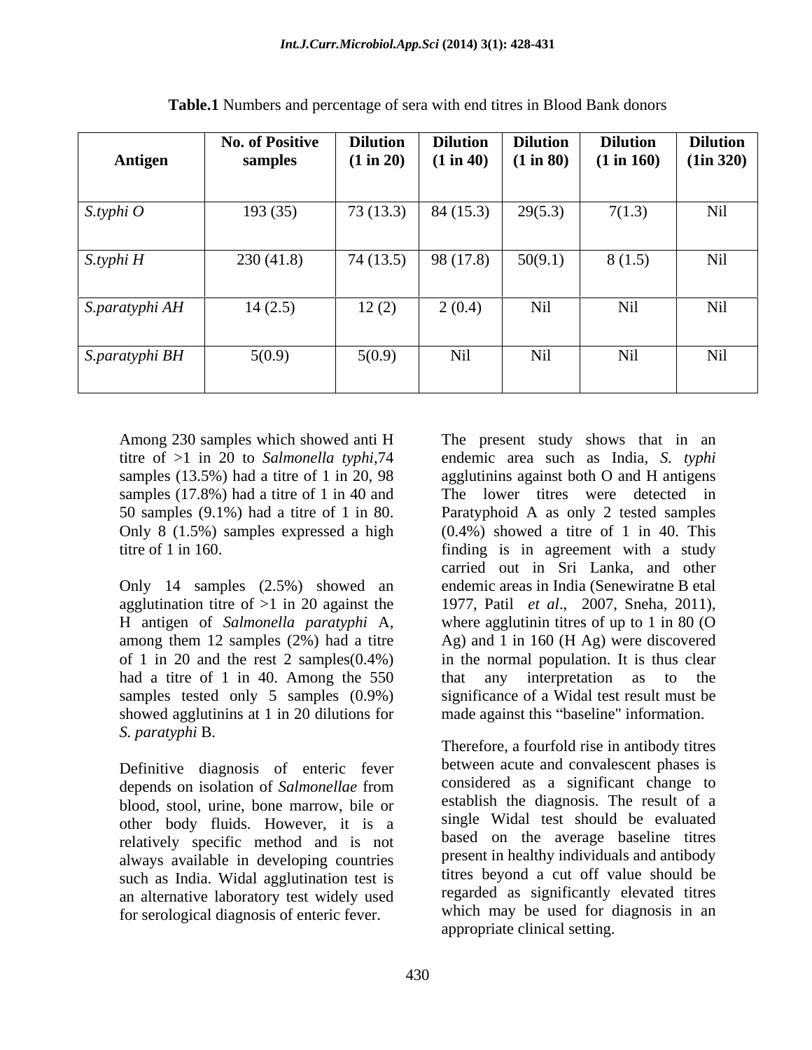**Table.1** Numbers and percentage of sera with end titres in Blood Bank donors

| Antigen | No. of Positive samples | Dilution (1 in 20) | Dilution (1 in 40) | Dilution (1 in 80) | Dilution (1 in 160) | Dilution (1in 320) |
|---|---|---|---|---|---|---|
| *S.typhi O* | 193 (35) | 73 (13.3) | 84 (15.3) | 29(5.3) | 7(1.3) | Nil |
| *S.typhi H* | 230 (41.8) | 74 (13.5) | 98 (17.8) | 50(9.1) | 8 (1.5) | Nil |
| *S.paratyphi AH* | 14 (2.5) | 12 (2) | 2 (0.4) | Nil | Nil | Nil |
| *S.paratyphi BH* | 5(0.9) | 5(0.9) | Nil | Nil | Nil | Nil |

Among 230 samples which showed anti H titre of >1 in 20 to *Salmonella typhi*,74 samples (13.5%) had a titre of 1 in 20, 98 samples (17.8%) had a titre of 1 in 40 and 50 samples (9.1%) had a titre of 1 in 80. Only 8 (1.5%) samples expressed a high titre of 1 in 160.

Only 14 samples (2.5%) showed an agglutination titre of >1 in 20 against the H antigen of *Salmonella paratyphi* A, among them 12 samples (2%) had a titre of 1 in 20 and the rest 2 samples(0.4%) had a titre of 1 in 40. Among the 550 samples tested only 5 samples (0.9%) showed agglutinins at 1 in 20 dilutions for *S. paratyphi* B.

Definitive diagnosis of enteric fever depends on isolation of *Salmonellae* from blood, stool, urine, bone marrow, bile or other body fluids. However, it is a relatively specific method and is not always available in developing countries such as India. Widal agglutination test is an alternative laboratory test widely used for serological diagnosis of enteric fever.

The present study shows that in an endemic area such as India, *S. typhi* agglutinins against both O and H antigens The lower titres were detected in Paratyphoid A as only 2 tested samples (0.4%) showed a titre of 1 in 40. This finding is in agreement with a study carried out in Sri Lanka, and other endemic areas in India (Senewiratne B etal 1977, Patil *et al*., 2007, Sneha, 2011), where agglutinin titres of up to 1 in 80 (O Ag) and 1 in 160 (H Ag) were discovered in the normal population. It is thus clear that any interpretation as to the significance of a Widal test result must be made against this "baseline" information.

Therefore, a fourfold rise in antibody titres between acute and convalescent phases is considered as a significant change to establish the diagnosis. The result of a single Widal test should be evaluated based on the average baseline titres present in healthy individuals and antibody titres beyond a cut off value should be regarded as significantly elevated titres which may be used for diagnosis in an appropriate clinical setting.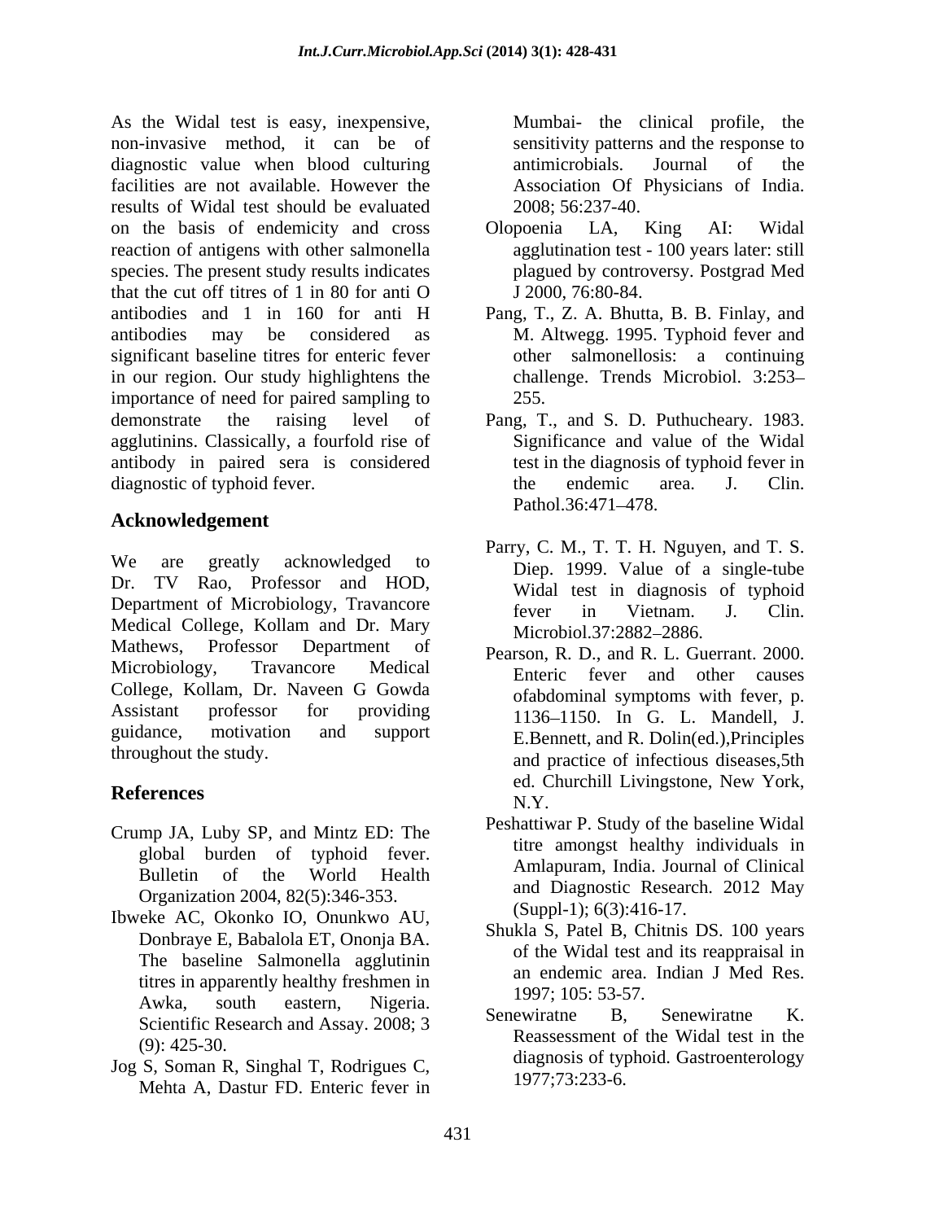As the Widal test is easy, inexpensive, non-invasive method, it can be of diagnostic value when blood culturing facilities are not available. However the results of Widal test should be evaluated on the basis of endemicity and cross reaction of antigens with other salmonella species. The present study results indicates that the cut off titres of 1 in 80 for anti O antibodies and 1 in 160 for anti H antibodies may be considered as significant baseline titres for enteric fever in our region. Our study highlightens the importance of need for paired sampling to demonstrate the raising level of agglutinins. Classically, a fourfold rise of antibody in paired sera is considered diagnostic of typhoid fever.

## Acknowledgement

We are greatly acknowledged to Dr. TV Rao, Professor and HOD, Department of Microbiology, Travancore Medical College, Kollam and Dr. Mary Mathews, Professor Department of Microbiology, Travancore Medical College, Kollam, Dr. Naveen G Gowda Assistant professor for providing guidance, motivation and support throughout the study.

## References

Crump JA, Luby SP, and Mintz ED: The global burden of typhoid fever. Bulletin of the World Health Organization 2004, 82(5):346-353.

Ibweke AC, Okonko IO, Onunkwo AU, Donbraye E, Babalola ET, Ononja BA. The baseline Salmonella agglutinin titres in apparently healthy freshmen in Awka, south eastern, Nigeria. Scientific Research and Assay. 2008; 3 (9): 425-30.

Jog S, Soman R, Singhal T, Rodrigues C, Mehta A, Dastur FD. Enteric fever in Mumbai- the clinical profile, the sensitivity patterns and the response to antimicrobials. Journal of the Association Of Physicians of India. 2008; 56:237-40.

Olopoenia LA, King AI: Widal agglutination test - 100 years later: still plagued by controversy. Postgrad Med J 2000, 76:80-84.

Pang, T., Z. A. Bhutta, B. B. Finlay, and M. Altwegg. 1995. Typhoid fever and other salmonellosis: a continuing challenge. Trends Microbiol. 3:253–255.

Pang, T., and S. D. Puthucheary. 1983. Significance and value of the Widal test in the diagnosis of typhoid fever in the endemic area. J. Clin. Pathol.36:471–478.

Parry, C. M., T. T. H. Nguyen, and T. S. Diep. 1999. Value of a single-tube Widal test in diagnosis of typhoid fever in Vietnam. J. Clin. Microbiol.37:2882–2886.

Pearson, R. D., and R. L. Guerrant. 2000. Enteric fever and other causes ofabdominal symptoms with fever, p. 1136–1150. In G. L. Mandell, J. E.Bennett, and R. Dolin(ed.),Principles and practice of infectious diseases,5th ed. Churchill Livingstone, New York, N.Y.

Peshattiwar P. Study of the baseline Widal titre amongst healthy individuals in Amlapuram, India. Journal of Clinical and Diagnostic Research. 2012 May (Suppl-1); 6(3):416-17.

Shukla S, Patel B, Chitnis DS. 100 years of the Widal test and its reappraisal in an endemic area. Indian J Med Res. 1997; 105: 53-57.

Senewiratne B, Senewiratne K. Reassessment of the Widal test in the diagnosis of typhoid. Gastroenterology 1977;73:233-6.